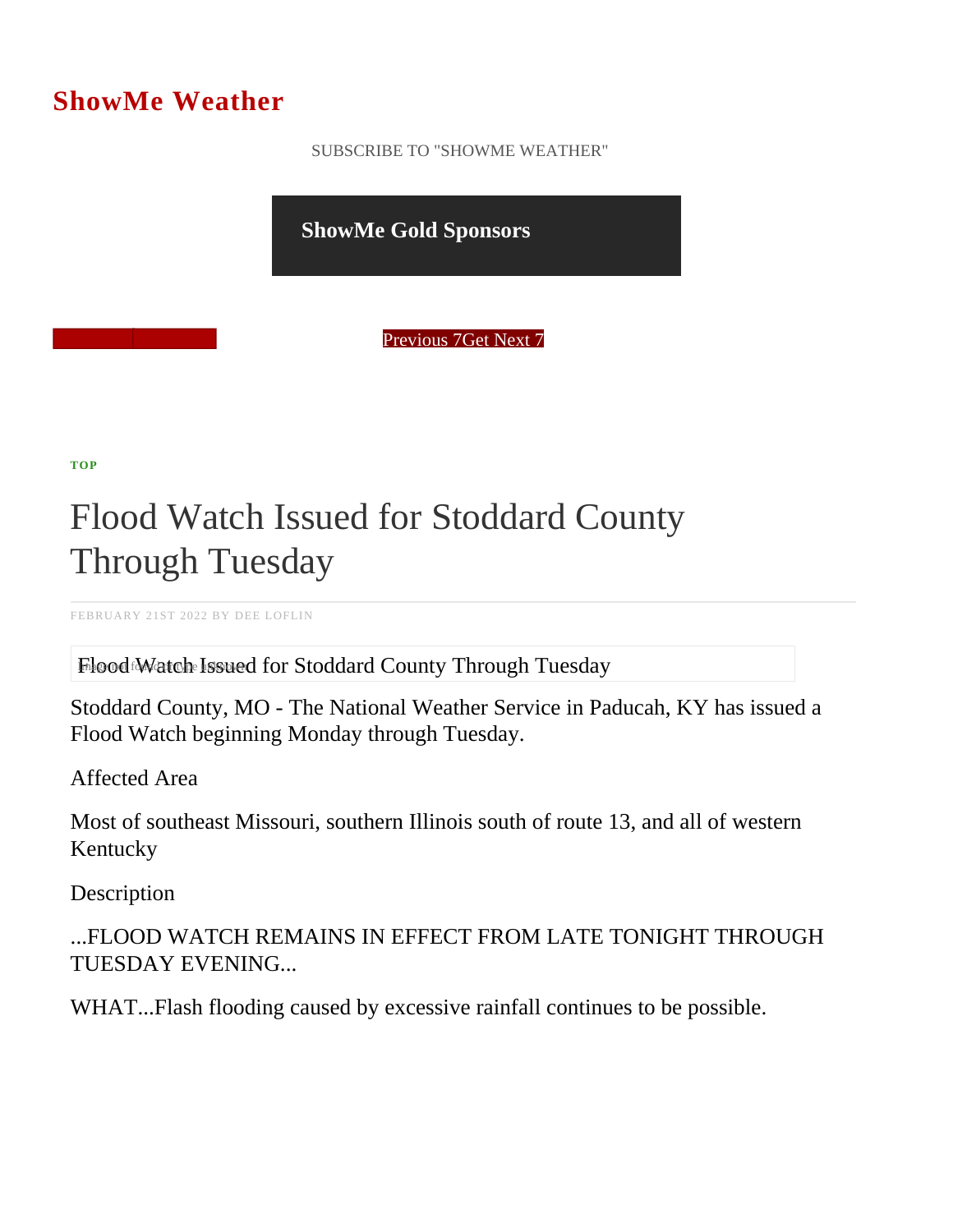# ShowMe Weather

SUBSCRIBE TO "SHOWME WEATHER"

## ShowMe Gold Sponsors

Previous 7Get Next 7

TOP

# Flood Watch Issued for Stoddard County Through Tuesday

FEBRUARY 21ST 2022 BY DEE LOFLIN

Flood Watch Issued for Stoddard County Through Tuesday

Stoddard County, MO - The National Weather Service in Paducah, KY has issued a Flood Watch beginning Monday through Tuesday.

Affected Area

Most of southeast Missouri, southern Illinois south of route 13, and all of western Kentucky

Description

...FLOOD WATCH REMAINS IN EFFECT FROM LATE TONIGHT THROUGH TUESDAY EVENING...

WHAT...Flash flooding caused by excessive rainfall continues to be possible.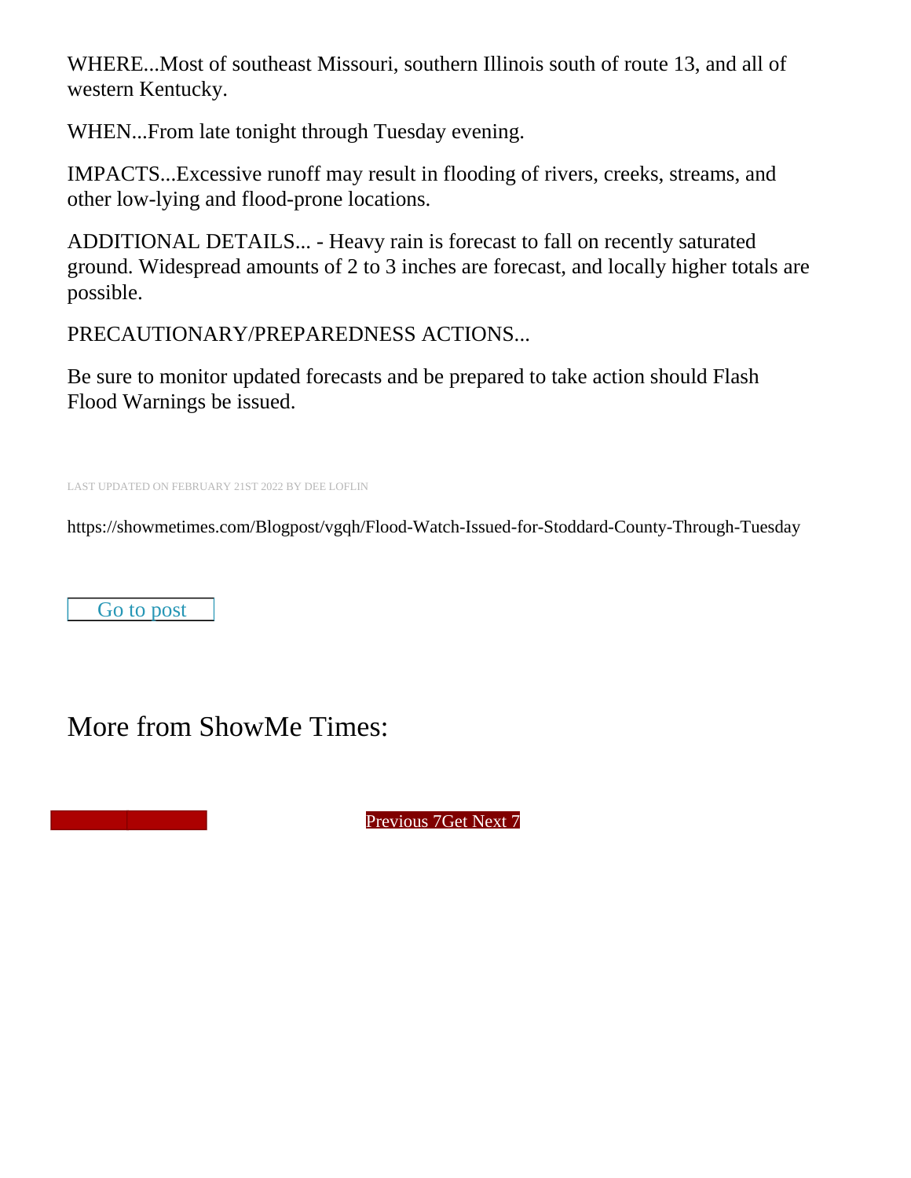WHERE...Most of southeast Missouri, southern Illinois south of route 13, and all of western Kentucky.

WHEN...From late tonight through Tuesday evening.

IMPACTS...Excessive runoff may result in flooding of rivers, creeks, streams, and other low-lying and flood-prone locations.

ADDITIONAL DETAILS... - Heavy rain is forecast to fall on recently saturated ground. Widespread amounts of 2 to 3 inches are forecast, and locally higher totals are possible.

PRECAUTIONARY/PREPAREDNESS ACTIONS...

Be sure to monitor updated forecasts and be prepared to take action should Flash Flood Warnings be issued.

LAST UPDATED ON FEBRUARY 21ST 2022 BY DEE LOFLIN

https://showmetimes.com/Blogpost/vgqh/Flood-Watch-Issued-for-Stoddard-County-Through-Tuesday

Go to post

## More from ShowMe Times:

Previous 7Get Next 7